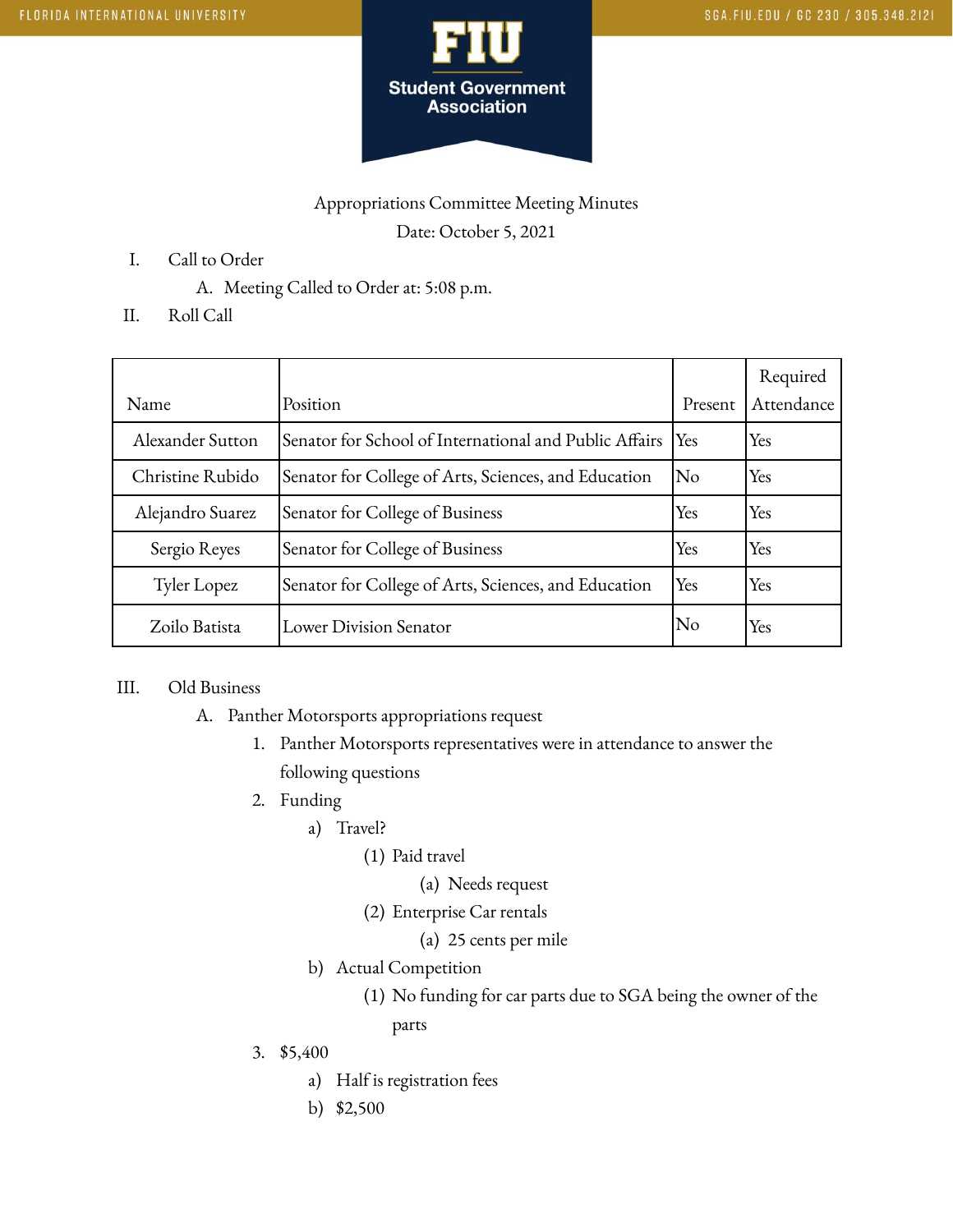Appropriations Committee Meeting Minutes

Date: October 5, 2021

I. Call to Order
   A. Meeting Called to Order at: 5:08 p.m.

II. Roll Call

| Name | Position | Present | Required Attendance |
|---|---|---|---|
| Alexander Sutton | Senator for School of International and Public Affairs | Yes | Yes |
| Christine Rubido | Senator for College of Arts, Sciences, and Education | No | Yes |
| Alejandro Suarez | Senator for College of Business | Yes | Yes |
| Sergio Reyes | Senator for College of Business | Yes | Yes |
| Tyler Lopez | Senator for College of Arts, Sciences, and Education | Yes | Yes |
| Zoilo Batista | Lower Division Senator | No | Yes |

III. Old Business
   A. Panther Motorsports appropriations request
      1. Panther Motorsports representatives were in attendance to answer the following questions
      2. Funding
         a) Travel?
            (1) Paid travel
               (a) Needs request
            (2) Enterprise Car rentals
               (a) 25 cents per mile
         b) Actual Competition
            (1) No funding for car parts due to SGA being the owner of the parts
      3. $5,400
         a) Half is registration fees
         b) $2,500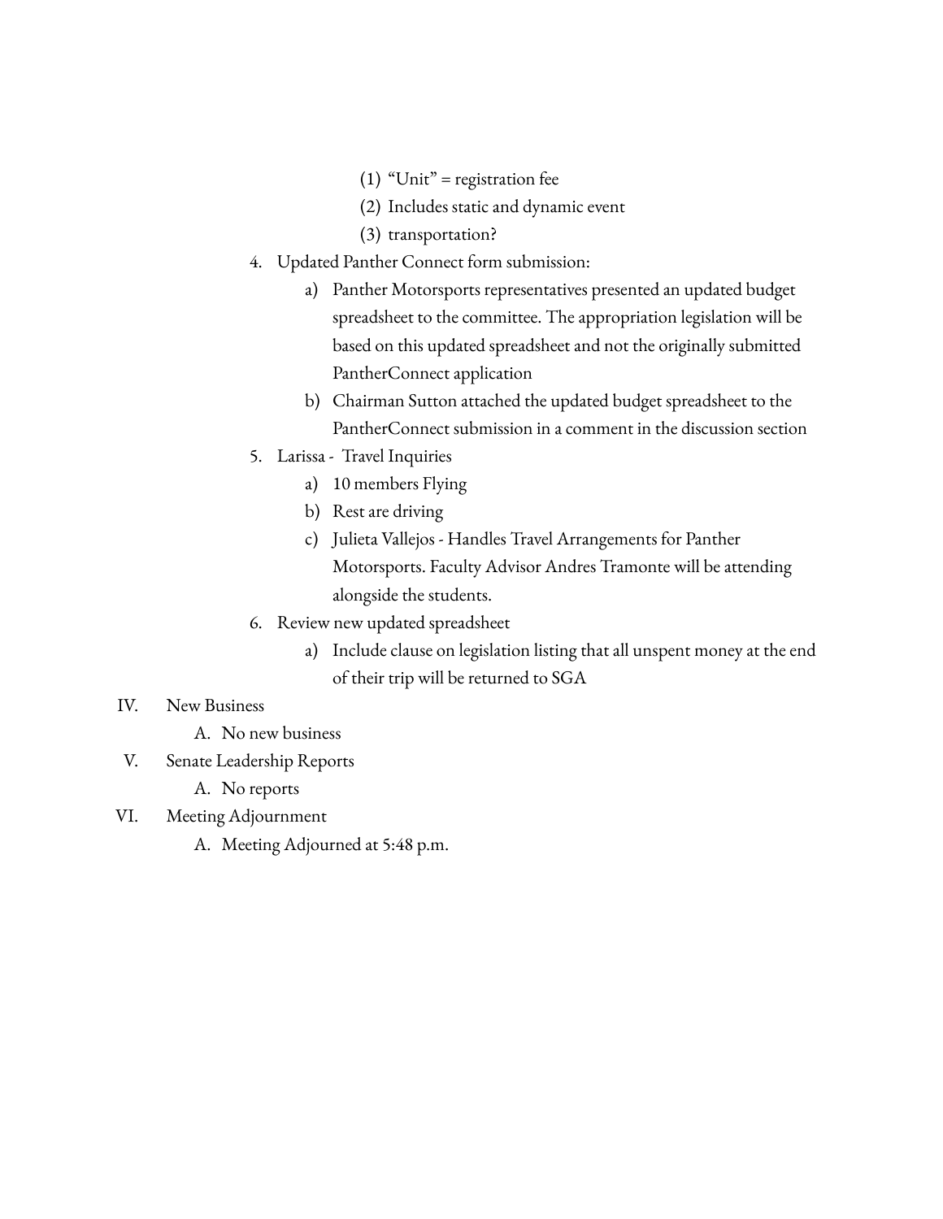(1) "Unit" = registration fee
            (2) Includes static and dynamic event
            (3) transportation?

4. Updated Panther Connect form submission:
    a) Panther Motorsports representatives presented an updated budget spreadsheet to the committee. The appropriation legislation will be based on this updated spreadsheet and not the originally submitted PantherConnect application
    b) Chairman Sutton attached the updated budget spreadsheet to the PantherConnect submission in a comment in the discussion section
5. Larissa - Travel Inquiries
    a) 10 members Flying
    b) Rest are driving
    c) Julieta Vallejos - Handles Travel Arrangements for Panther Motorsports. Faculty Advisor Andres Tramonte will be attending alongside the students.
6. Review new updated spreadsheet
    a) Include clause on legislation listing that all unspent money at the end of their trip will be returned to SGA

IV. New Business

A. No new business

V. Senate Leadership Reports

A. No reports

VI. Meeting Adjournment

A. Meeting Adjourned at 5:48 p.m.